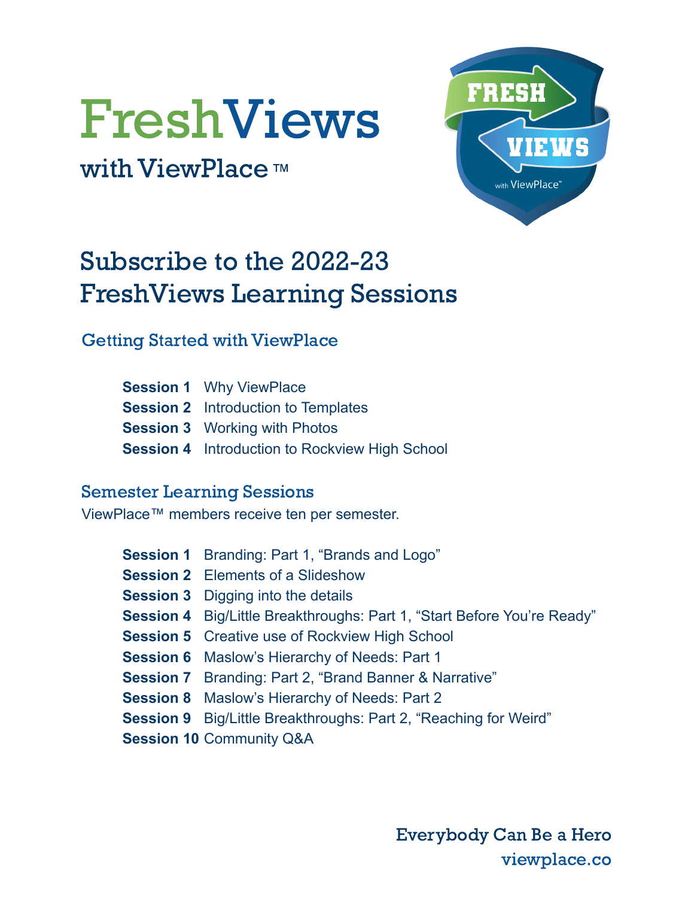# FreshViews

with ViewPlace™

## Subscribe to the 2022-23 FreshViews Learning Sessions

### Getting Started with ViewPlace

**Session 1** Why ViewPlace
**Session 2** Introduction to Templates
**Session 3** Working with Photos
**Session 4** Introduction to Rockview High School

### Semester Learning Sessions

ViewPlace™ members receive ten per semester.

**Session 1** Branding: Part 1, "Brands and Logo"
**Session 2** Elements of a Slideshow
**Session 3** Digging into the details
**Session 4** Big/Little Breakthroughs: Part 1, "Start Before You're Ready"
**Session 5** Creative use of Rockview High School
**Session 6** Maslow's Hierarchy of Needs: Part 1
**Session 7** Branding: Part 2, "Brand Banner & Narrative"
**Session 8** Maslow's Hierarchy of Needs: Part 2
**Session 9** Big/Little Breakthroughs: Part 2, "Reaching for Weird"
**Session 10** Community Q&A

Everybody Can Be a Hero
viewplace.co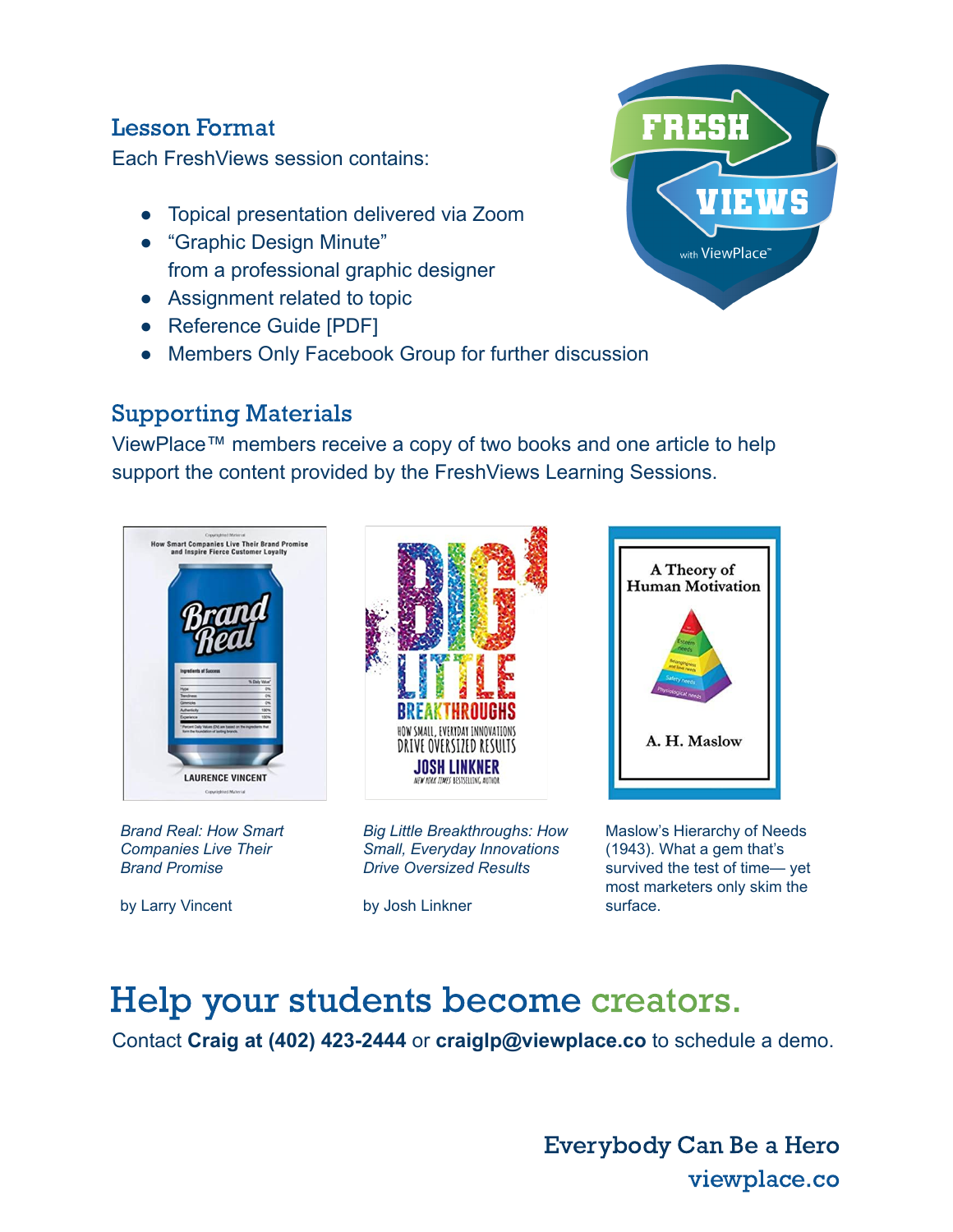## Lesson Format

Each FreshViews session contains:

- Topical presentation delivered via Zoom
- "Graphic Design Minute" from a professional graphic designer
- Assignment related to topic
- Reference Guide [PDF]
- Members Only Facebook Group for further discussion

## Supporting Materials

ViewPlace™ members receive a copy of two books and one article to help support the content provided by the FreshViews Learning Sessions.

*Brand Real: How Smart Companies Live Their Brand Promise*

by Larry Vincent

*Big Little Breakthroughs: How Small, Everyday Innovations Drive Oversized Results*

by Josh Linkner

Maslow's Hierarchy of Needs (1943). What a gem that's survived the test of time— yet most marketers only skim the surface.

# Help your students become creators.

Contact **Craig at (402) 423-2444** or **craiglp@viewplace.co** to schedule a demo.

Everybody Can Be a Hero

viewplace.co